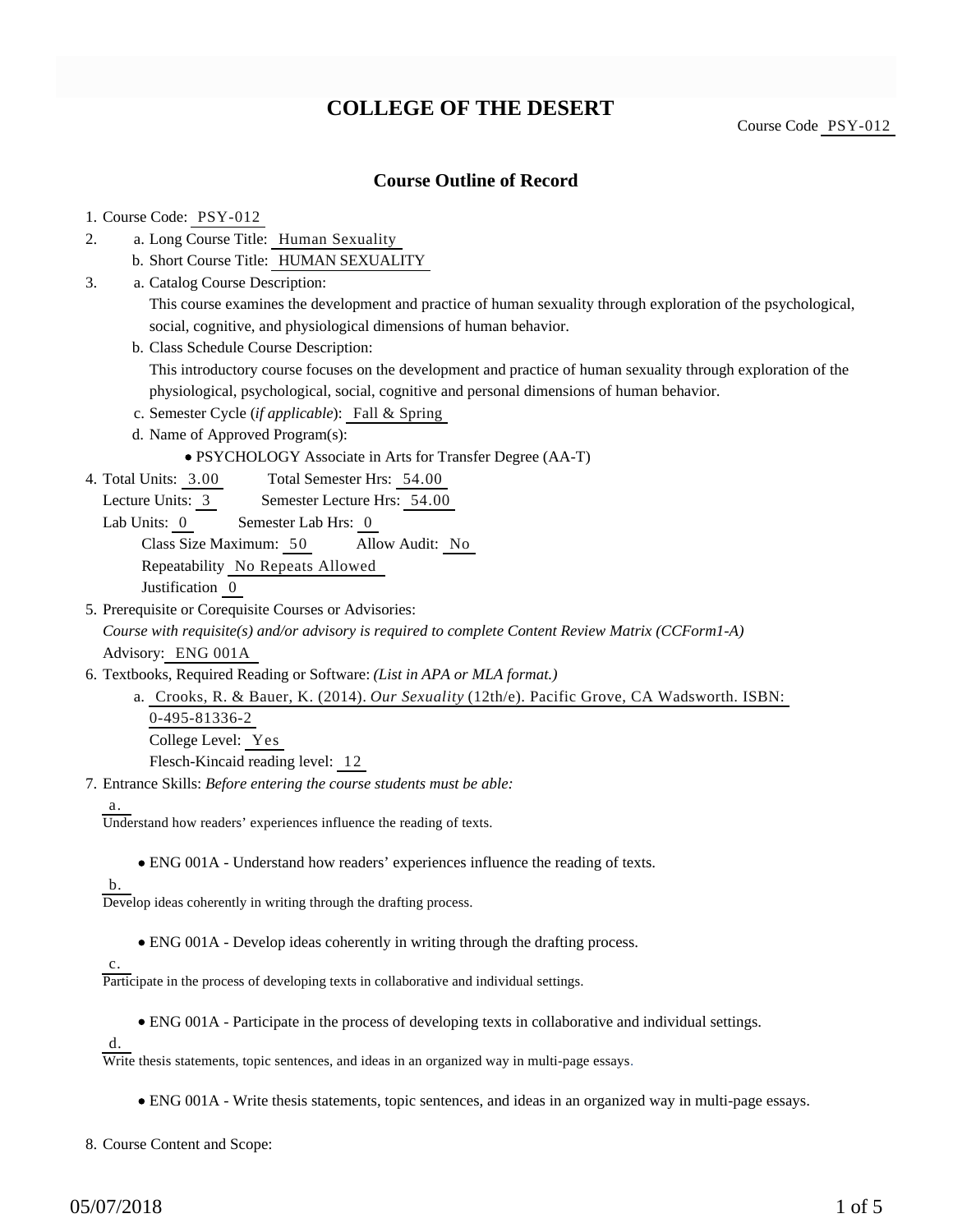# COLLEGE OF THE DESERT

Course Code PSY-012

## Course Outline of Record

1. Course Code: PSY-012
2. a. Long Course Title: Human Sexuality
   b. Short Course Title: HUMAN SEXUALITY
3. a. Catalog Course Description:
   This course examines the development and practice of human sexuality through exploration of the psychological, social, cognitive, and physiological dimensions of human behavior.
   b. Class Schedule Course Description:
   This introductory course focuses on the development and practice of human sexuality through exploration of the physiological, psychological, social, cognitive and personal dimensions of human behavior.
   c. Semester Cycle (*if applicable*): Fall & Spring
   d. Name of Approved Program(s):
      - PSYCHOLOGY Associate in Arts for Transfer Degree (AA-T)
4. Total Units: 3.00 Total Semester Hrs: 54.00
   Lecture Units: 3 Semester Lecture Hrs: 54.00
   Lab Units: 0 Semester Lab Hrs: 0
   Class Size Maximum: 50 Allow Audit: No
   Repeatability No Repeats Allowed
   Justification 0
5. Prerequisite or Corequisite Courses or Advisories:
   *Course with requisite(s) and/or advisory is required to complete Content Review Matrix (CCForm1-A)*
   Advisory: ENG 001A
6. Textbooks, Required Reading or Software: *(List in APA or MLA format.)*
   a. Crooks, R. & Bauer, K. (2014). *Our Sexuality* (12th/e). Pacific Grove, CA Wadsworth. ISBN: 0-495-81336-2
      College Level: Yes
      Flesch-Kincaid reading level: 12
7. Entrance Skills: *Before entering the course students must be able:*
   a. Understand how readers' experiences influence the reading of texts.
      - ENG 001A - Understand how readers' experiences influence the reading of texts.
   b. Develop ideas coherently in writing through the drafting process.
      - ENG 001A - Develop ideas coherently in writing through the drafting process.
   c. Participate in the process of developing texts in collaborative and individual settings.
      - ENG 001A - Participate in the process of developing texts in collaborative and individual settings.
   d. Write thesis statements, topic sentences, and ideas in an organized way in multi-page essays.
      - ENG 001A - Write thesis statements, topic sentences, and ideas in an organized way in multi-page essays.
8. Course Content and Scope: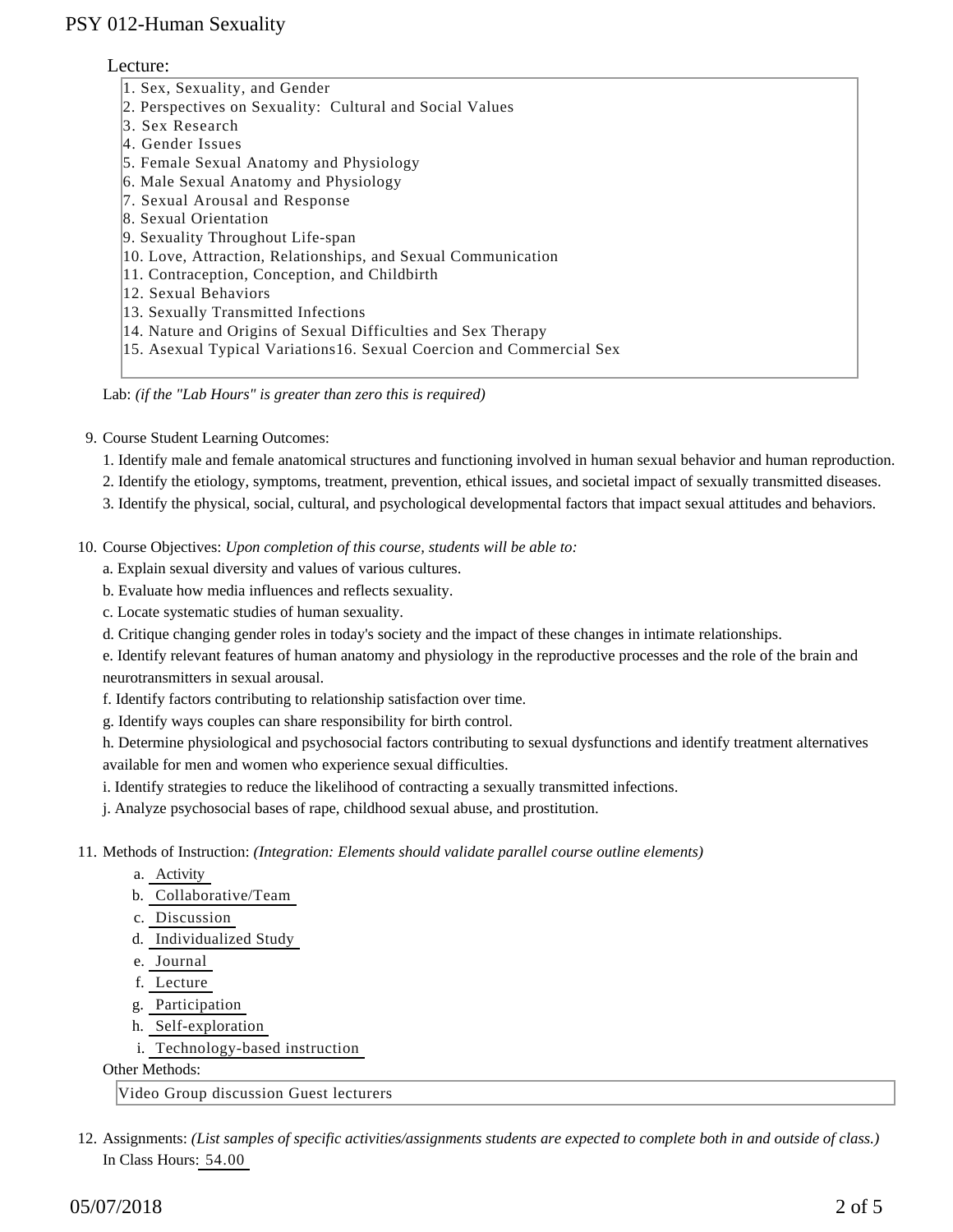Lecture:

1. Sex, Sexuality, and Gender
2. Perspectives on Sexuality: Cultural and Social Values
3. Sex Research
4. Gender Issues
5. Female Sexual Anatomy and Physiology
6. Male Sexual Anatomy and Physiology
7. Sexual Arousal and Response
8. Sexual Orientation
9. Sexuality Throughout Life-span
10. Love, Attraction, Relationships, and Sexual Communication
11. Contraception, Conception, and Childbirth
12. Sexual Behaviors
13. Sexually Transmitted Infections
14. Nature and Origins of Sexual Difficulties and Sex Therapy
15. Asexual Typical Variations16. Sexual Coercion and Commercial Sex

Lab: *(if the "Lab Hours" is greater than zero this is required)*

9. Course Student Learning Outcomes:

1. Identify male and female anatomical structures and functioning involved in human sexual behavior and human reproduction.
2. Identify the etiology, symptoms, treatment, prevention, ethical issues, and societal impact of sexually transmitted diseases.
3. Identify the physical, social, cultural, and psychological developmental factors that impact sexual attitudes and behaviors.

10. Course Objectives: *Upon completion of this course, students will be able to:*

a. Explain sexual diversity and values of various cultures.
b. Evaluate how media influences and reflects sexuality.
c. Locate systematic studies of human sexuality.
d. Critique changing gender roles in today's society and the impact of these changes in intimate relationships.
e. Identify relevant features of human anatomy and physiology in the reproductive processes and the role of the brain and neurotransmitters in sexual arousal.
f. Identify factors contributing to relationship satisfaction over time.
g. Identify ways couples can share responsibility for birth control.
h. Determine physiological and psychosocial factors contributing to sexual dysfunctions and identify treatment alternatives available for men and women who experience sexual difficulties.
i. Identify strategies to reduce the likelihood of contracting a sexually transmitted infections.
j. Analyze psychosocial bases of rape, childhood sexual abuse, and prostitution.

11. Methods of Instruction: *(Integration: Elements should validate parallel course outline elements)*

a. Activity
b. Collaborative/Team
c. Discussion
d. Individualized Study
e. Journal
f. Lecture
g. Participation
h. Self-exploration
i. Technology-based instruction

Other Methods:

Video Group discussion Guest lecturers

12. Assignments: *(List samples of specific activities/assignments students are expected to complete both in and outside of class.)*

In Class Hours: 54.00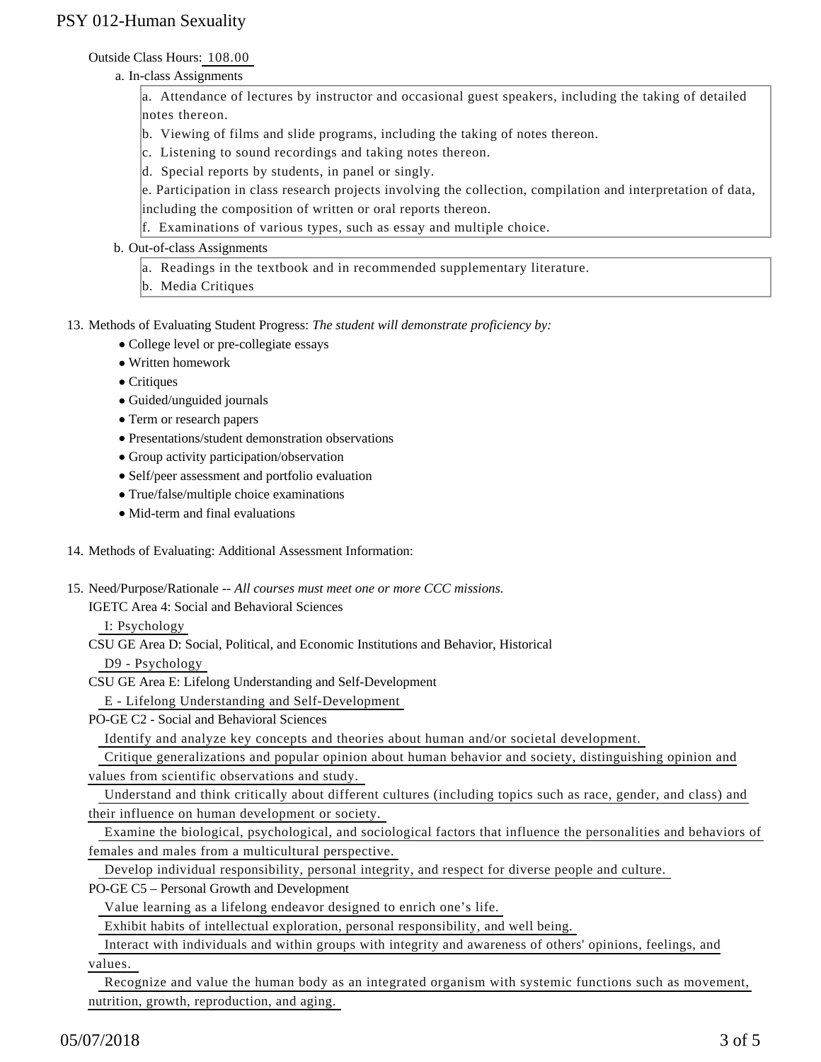Outside Class Hours: 108.00

a. In-class Assignments

a. Attendance of lectures by instructor and occasional guest speakers, including the taking of detailed notes thereon.
b. Viewing of films and slide programs, including the taking of notes thereon.
c. Listening to sound recordings and taking notes thereon.
d. Special reports by students, in panel or singly.
e. Participation in class research projects involving the collection, compilation and interpretation of data, including the composition of written or oral reports thereon.
f. Examinations of various types, such as essay and multiple choice.

b. Out-of-class Assignments

a. Readings in the textbook and in recommended supplementary literature.
b. Media Critiques

13. Methods of Evaluating Student Progress: *The student will demonstrate proficiency by:*
    - College level or pre-collegiate essays
    - Written homework
    - Critiques
    - Guided/unguided journals
    - Term or research papers
    - Presentations/student demonstration observations
    - Group activity participation/observation
    - Self/peer assessment and portfolio evaluation
    - True/false/multiple choice examinations
    - Mid-term and final evaluations

14. Methods of Evaluating: Additional Assessment Information:

15. Need/Purpose/Rationale -- *All courses must meet one or more CCC missions.*

IGETC Area 4: Social and Behavioral Sciences

I: Psychology

CSU GE Area D: Social, Political, and Economic Institutions and Behavior, Historical

D9 - Psychology

CSU GE Area E: Lifelong Understanding and Self-Development

E - Lifelong Understanding and Self-Development

PO-GE C2 - Social and Behavioral Sciences

Identify and analyze key concepts and theories about human and/or societal development.

Critique generalizations and popular opinion about human behavior and society, distinguishing opinion and values from scientific observations and study.

Understand and think critically about different cultures (including topics such as race, gender, and class) and their influence on human development or society.

Examine the biological, psychological, and sociological factors that influence the personalities and behaviors of females and males from a multicultural perspective.

Develop individual responsibility, personal integrity, and respect for diverse people and culture.

PO-GE C5 – Personal Growth and Development

Value learning as a lifelong endeavor designed to enrich one's life.

Exhibit habits of intellectual exploration, personal responsibility, and well being.

Interact with individuals and within groups with integrity and awareness of others' opinions, feelings, and values.

Recognize and value the human body as an integrated organism with systemic functions such as movement, nutrition, growth, reproduction, and aging.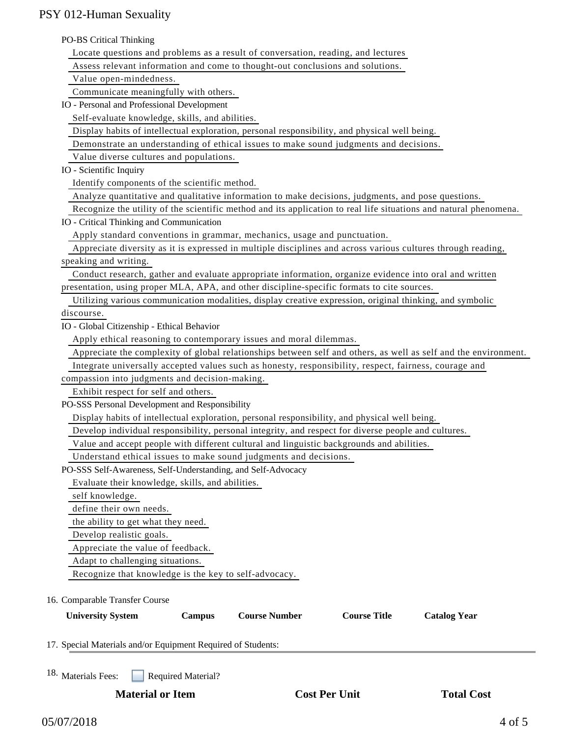PO-BS Critical Thinking

- Locate questions and problems as a result of conversation, reading, and lectures
- Assess relevant information and come to thought-out conclusions and solutions.
- Value open-mindedness.
- Communicate meaningfully with others.

IO - Personal and Professional Development

- Self-evaluate knowledge, skills, and abilities.
- Display habits of intellectual exploration, personal responsibility, and physical well being.
- Demonstrate an understanding of ethical issues to make sound judgments and decisions.
- Value diverse cultures and populations.

IO - Scientific Inquiry

- Identify components of the scientific method.
- Analyze quantitative and qualitative information to make decisions, judgments, and pose questions.
- Recognize the utility of the scientific method and its application to real life situations and natural phenomena.

IO - Critical Thinking and Communication

- Apply standard conventions in grammar, mechanics, usage and punctuation.
- Appreciate diversity as it is expressed in multiple disciplines and across various cultures through reading, speaking and writing.
- Conduct research, gather and evaluate appropriate information, organize evidence into oral and written presentation, using proper MLA, APA, and other discipline-specific formats to cite sources.
- Utilizing various communication modalities, display creative expression, original thinking, and symbolic discourse.

IO - Global Citizenship - Ethical Behavior

- Apply ethical reasoning to contemporary issues and moral dilemmas.
- Appreciate the complexity of global relationships between self and others, as well as self and the environment.
- Integrate universally accepted values such as honesty, responsibility, respect, fairness, courage and compassion into judgments and decision-making.
- Exhibit respect for self and others.

PO-SSS Personal Development and Responsibility

- Display habits of intellectual exploration, personal responsibility, and physical well being.
- Develop individual responsibility, personal integrity, and respect for diverse people and cultures.
- Value and accept people with different cultural and linguistic backgrounds and abilities.
- Understand ethical issues to make sound judgments and decisions.

PO-SSS Self-Awareness, Self-Understanding, and Self-Advocacy

- Evaluate their knowledge, skills, and abilities.
- self knowledge.
- define their own needs.
- the ability to get what they need.
- Develop realistic goals.
- Appreciate the value of feedback.
- Adapt to challenging situations.
- Recognize that knowledge is the key to self-advocacy.

16. Comparable Transfer Course

| University System | Campus | Course Number | Course Title | Catalog Year |
|---|---|---|---|---|

17. Special Materials and/or Equipment Required of Students:

18. Materials Fees: ☐ Required Material?

| Material or Item | Cost Per Unit | Total Cost |
|---|---|---|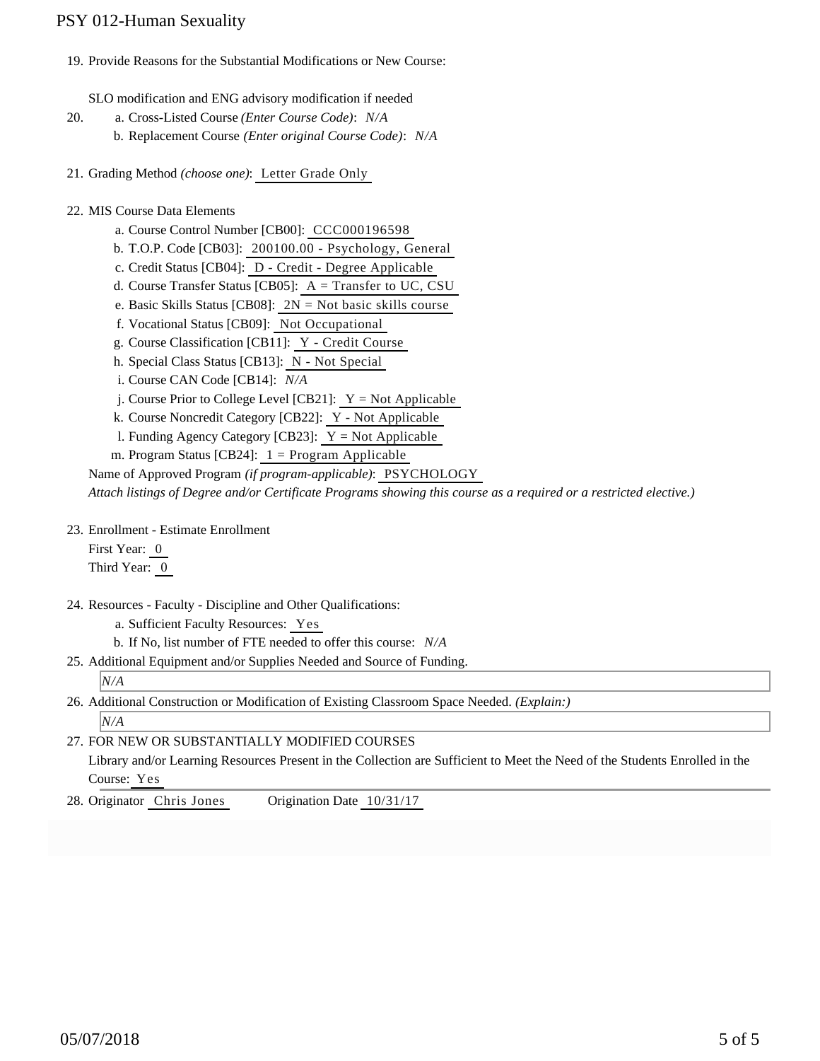19. Provide Reasons for the Substantial Modifications or New Course:

    SLO modification and ENG advisory modification if needed

20. a. Cross-Listed Course *(Enter Course Code)*: *N/A*
    b. Replacement Course *(Enter original Course Code)*: *N/A*

21. Grading Method *(choose one)*: Letter Grade Only

22. MIS Course Data Elements
    a. Course Control Number [CB00]: CCC000196598
    b. T.O.P. Code [CB03]: 200100.00 - Psychology, General
    c. Credit Status [CB04]: D - Credit - Degree Applicable
    d. Course Transfer Status [CB05]: A = Transfer to UC, CSU
    e. Basic Skills Status [CB08]: 2N = Not basic skills course
    f. Vocational Status [CB09]: Not Occupational
    g. Course Classification [CB11]: Y - Credit Course
    h. Special Class Status [CB13]: N - Not Special
    i. Course CAN Code [CB14]: *N/A*
    j. Course Prior to College Level [CB21]: Y = Not Applicable
    k. Course Noncredit Category [CB22]: Y - Not Applicable
    l. Funding Agency Category [CB23]: Y = Not Applicable
    m. Program Status [CB24]: 1 = Program Applicable

    Name of Approved Program *(if program-applicable)*: PSYCHOLOGY

    *Attach listings of Degree and/or Certificate Programs showing this course as a required or a restricted elective.)*

23. Enrollment - Estimate Enrollment
    First Year: 0
    Third Year: 0

24. Resources - Faculty - Discipline and Other Qualifications:
    a. Sufficient Faculty Resources: Yes
    b. If No, list number of FTE needed to offer this course: *N/A*

25. Additional Equipment and/or Supplies Needed and Source of Funding.

    *N/A*

26. Additional Construction or Modification of Existing Classroom Space Needed. *(Explain:)*

    *N/A*

27. FOR NEW OR SUBSTANTIALLY MODIFIED COURSES
    Library and/or Learning Resources Present in the Collection are Sufficient to Meet the Need of the Students Enrolled in the Course: Yes

28. Originator Chris Jones Origination Date 10/31/17